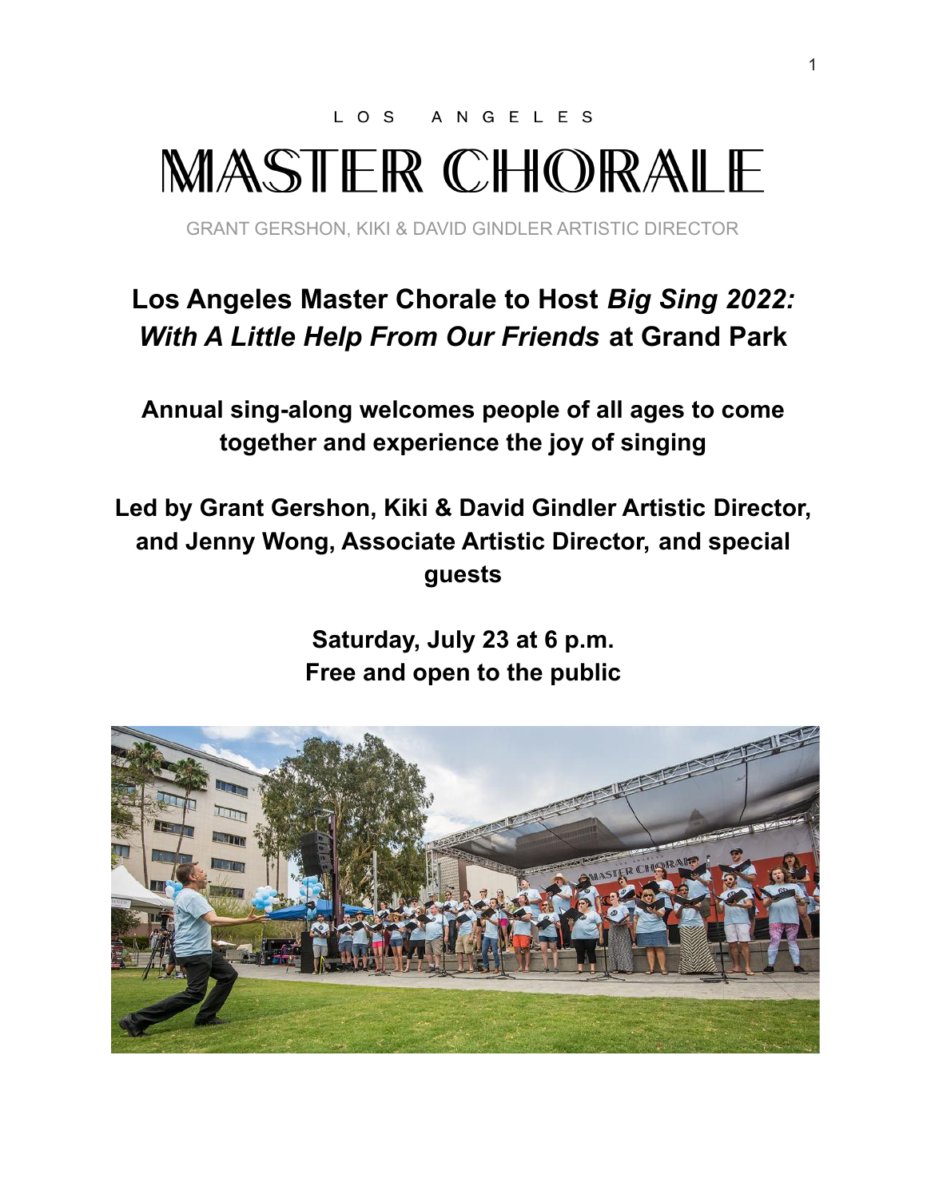L O S   A N G E L E S

# MASTER CHORALE

GRANT GERSHON, KIKI & DAVID GINDLER ARTISTIC DIRECTOR

## Los Angeles Master Chorale to Host *Big Sing 2022: With A Little Help From Our Friends* at Grand Park

### Annual sing-along welcomes people of all ages to come together and experience the joy of singing

### Led by Grant Gershon, Kiki & David Gindler Artistic Director, and Jenny Wong, Associate Artistic Director, and special guests

### Saturday, July 23 at 6 p.m.
### Free and open to the public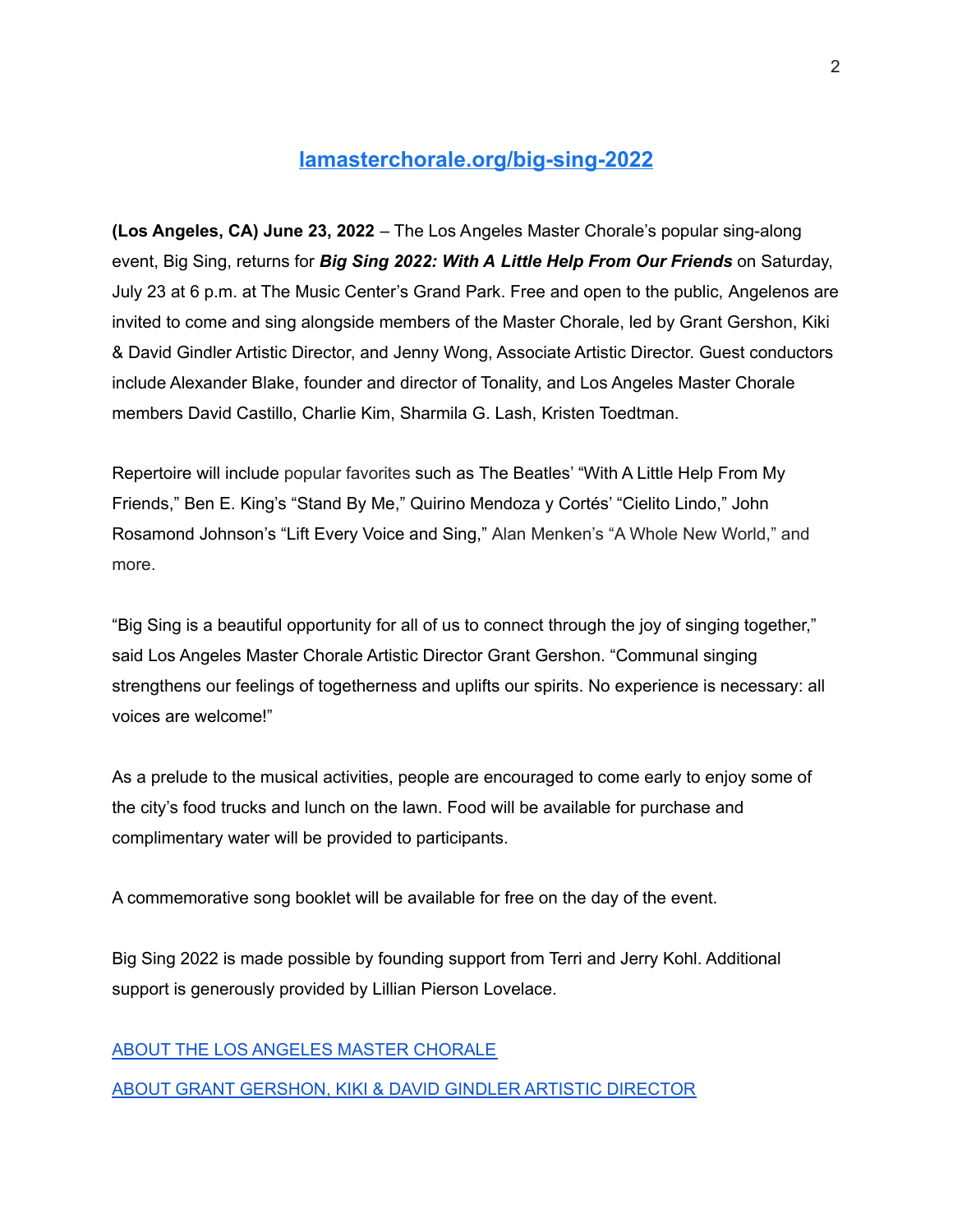**[lamasterchorale.org/big-sing-2022](lamasterchorale.org/big-sing-2022)**

**(Los Angeles, CA) June 23, 2022** – The Los Angeles Master Chorale's popular sing-along event, Big Sing, returns for ***Big Sing 2022: With A Little Help From Our Friends*** on Saturday, July 23 at 6 p.m. at The Music Center's Grand Park. Free and open to the public, Angelenos are invited to come and sing alongside members of the Master Chorale, led by Grant Gershon, Kiki & David Gindler Artistic Director, and Jenny Wong, Associate Artistic Director. Guest conductors include Alexander Blake, founder and director of Tonality, and Los Angeles Master Chorale members David Castillo, Charlie Kim, Sharmila G. Lash, Kristen Toedtman.

Repertoire will include popular favorites such as The Beatles' "With A Little Help From My Friends," Ben E. King's "Stand By Me," Quirino Mendoza y Cortés' "Cielito Lindo," John Rosamond Johnson's "Lift Every Voice and Sing," Alan Menken's "A Whole New World," and more.

"Big Sing is a beautiful opportunity for all of us to connect through the joy of singing together," said Los Angeles Master Chorale Artistic Director Grant Gershon. "Communal singing strengthens our feelings of togetherness and uplifts our spirits. No experience is necessary: all voices are welcome!"

As a prelude to the musical activities, people are encouraged to come early to enjoy some of the city's food trucks and lunch on the lawn. Food will be available for purchase and complimentary water will be provided to participants.

A commemorative song booklet will be available for free on the day of the event.

Big Sing 2022 is made possible by founding support from Terri and Jerry Kohl. Additional support is generously provided by Lillian Pierson Lovelace.

ABOUT THE LOS ANGELES MASTER CHORALE

ABOUT GRANT GERSHON, KIKI & DAVID GINDLER ARTISTIC DIRECTOR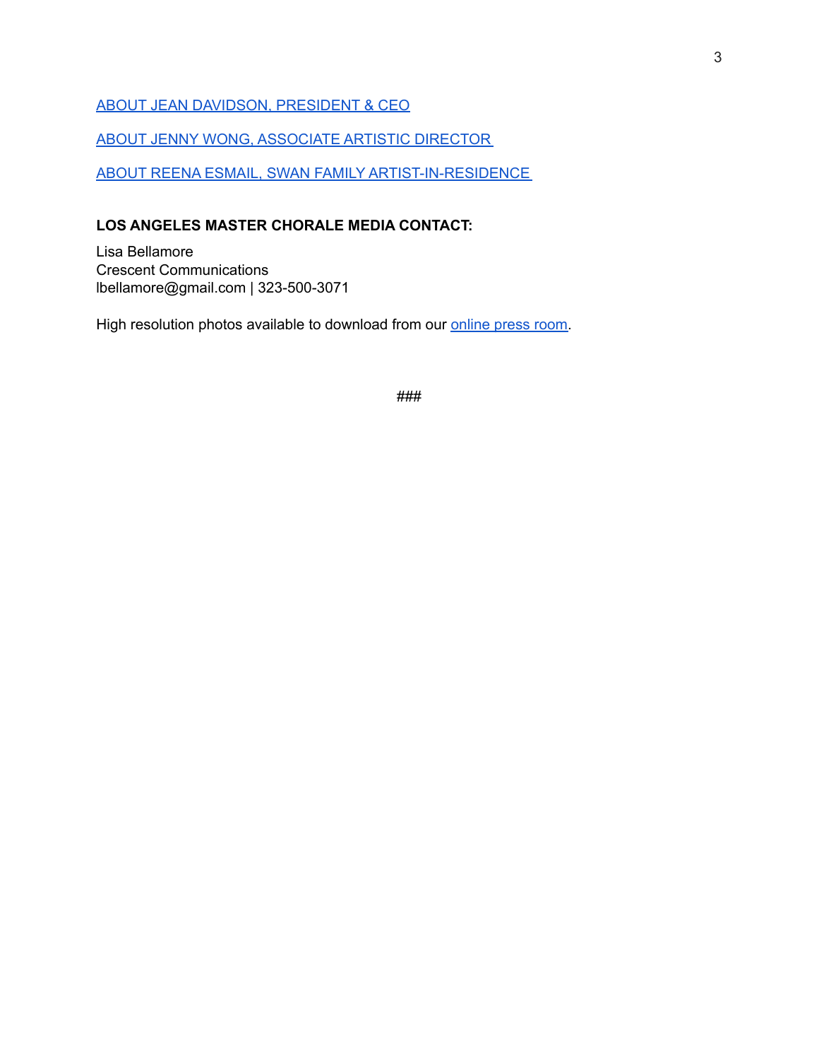[ABOUT JEAN DAVIDSON, PRESIDENT & CEO]

[ABOUT JENNY WONG, ASSOCIATE ARTISTIC DIRECTOR]

[ABOUT REENA ESMAIL, SWAN FAMILY ARTIST-IN-RESIDENCE]

**LOS ANGELES MASTER CHORALE MEDIA CONTACT:**

Lisa Bellamore
Crescent Communications
lbellamore@gmail.com | 323-500-3071

High resolution photos available to download from our [online press room].

###